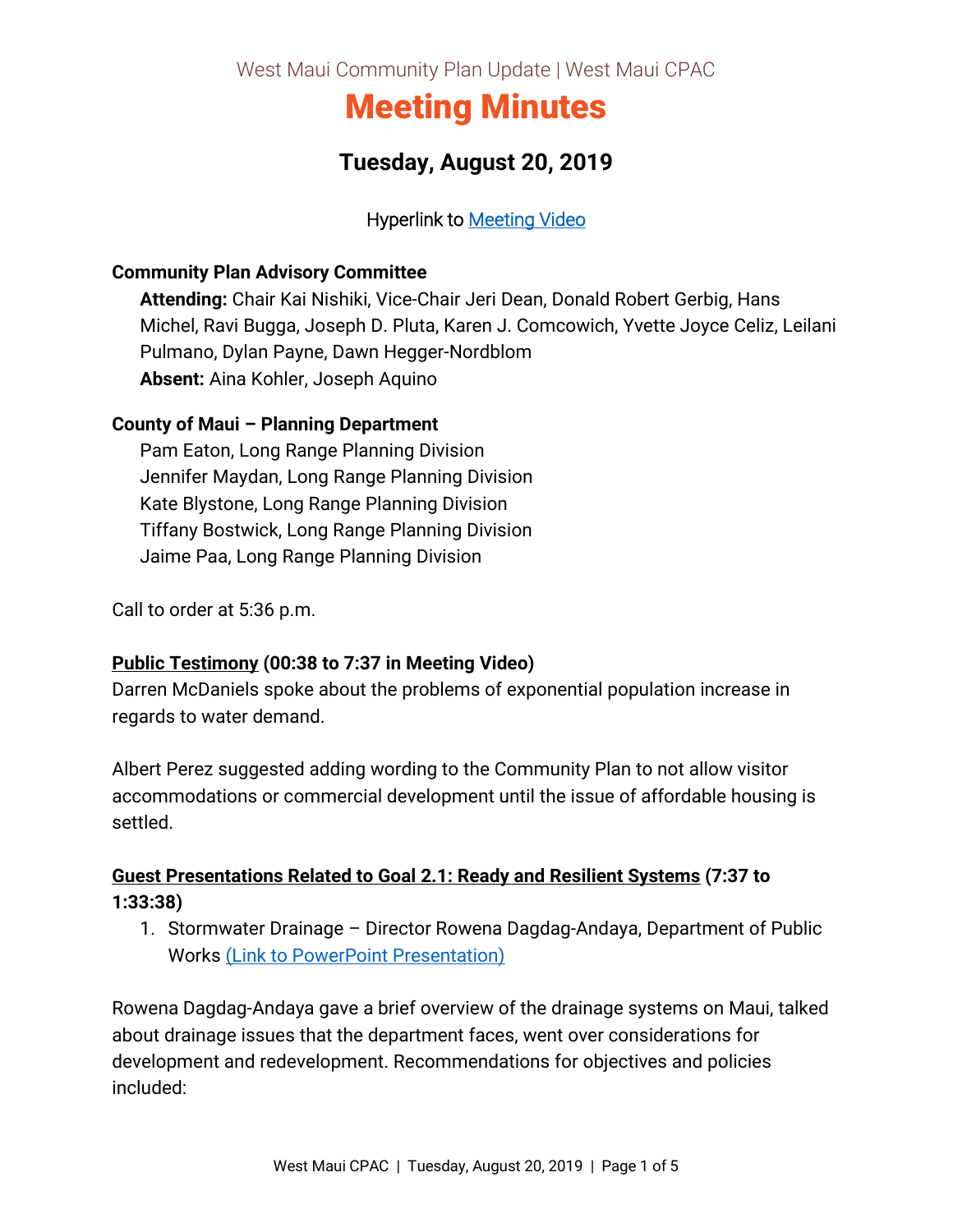West Maui Community Plan Update | West Maui CPAC

# Meeting Minutes

## Tuesday, August 20, 2019

Hyperlink to [Meeting Video]()

**Community Plan Advisory Committee**

**Attending:** Chair Kai Nishiki, Vice-Chair Jeri Dean, Donald Robert Gerbig, Hans Michel, Ravi Bugga, Joseph D. Pluta, Karen J. Comcowich, Yvette Joyce Celiz, Leilani Pulmano, Dylan Payne, Dawn Hegger-Nordblom
**Absent:** Aina Kohler, Joseph Aquino

**County of Maui – Planning Department**

Pam Eaton, Long Range Planning Division
Jennifer Maydan, Long Range Planning Division
Kate Blystone, Long Range Planning Division
Tiffany Bostwick, Long Range Planning Division
Jaime Paa, Long Range Planning Division

Call to order at 5:36 p.m.

**Public Testimony (00:38 to 7:37 in Meeting Video)**
Darren McDaniels spoke about the problems of exponential population increase in regards to water demand.

Albert Perez suggested adding wording to the Community Plan to not allow visitor accommodations or commercial development until the issue of affordable housing is settled.

**Guest Presentations Related to Goal 2.1: Ready and Resilient Systems (7:37 to 1:33:38)**

1. Stormwater Drainage – Director Rowena Dagdag-Andaya, Department of Public Works [(Link to PowerPoint Presentation)]()

Rowena Dagdag-Andaya gave a brief overview of the drainage systems on Maui, talked about drainage issues that the department faces, went over considerations for development and redevelopment. Recommendations for objectives and policies included: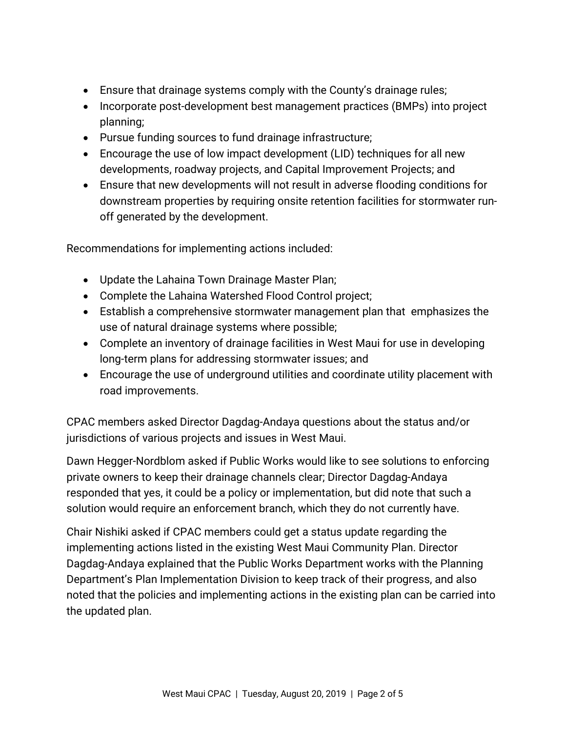- Ensure that drainage systems comply with the County's drainage rules;
- Incorporate post-development best management practices (BMPs) into project planning;
- Pursue funding sources to fund drainage infrastructure;
- Encourage the use of low impact development (LID) techniques for all new developments, roadway projects, and Capital Improvement Projects; and
- Ensure that new developments will not result in adverse flooding conditions for downstream properties by requiring onsite retention facilities for stormwater run-off generated by the development.

Recommendations for implementing actions included:

- Update the Lahaina Town Drainage Master Plan;
- Complete the Lahaina Watershed Flood Control project;
- Establish a comprehensive stormwater management plan that emphasizes the use of natural drainage systems where possible;
- Complete an inventory of drainage facilities in West Maui for use in developing long-term plans for addressing stormwater issues; and
- Encourage the use of underground utilities and coordinate utility placement with road improvements.

CPAC members asked Director Dagdag-Andaya questions about the status and/or jurisdictions of various projects and issues in West Maui.

Dawn Hegger-Nordblom asked if Public Works would like to see solutions to enforcing private owners to keep their drainage channels clear; Director Dagdag-Andaya responded that yes, it could be a policy or implementation, but did note that such a solution would require an enforcement branch, which they do not currently have.

Chair Nishiki asked if CPAC members could get a status update regarding the implementing actions listed in the existing West Maui Community Plan. Director Dagdag-Andaya explained that the Public Works Department works with the Planning Department's Plan Implementation Division to keep track of their progress, and also noted that the policies and implementing actions in the existing plan can be carried into the updated plan.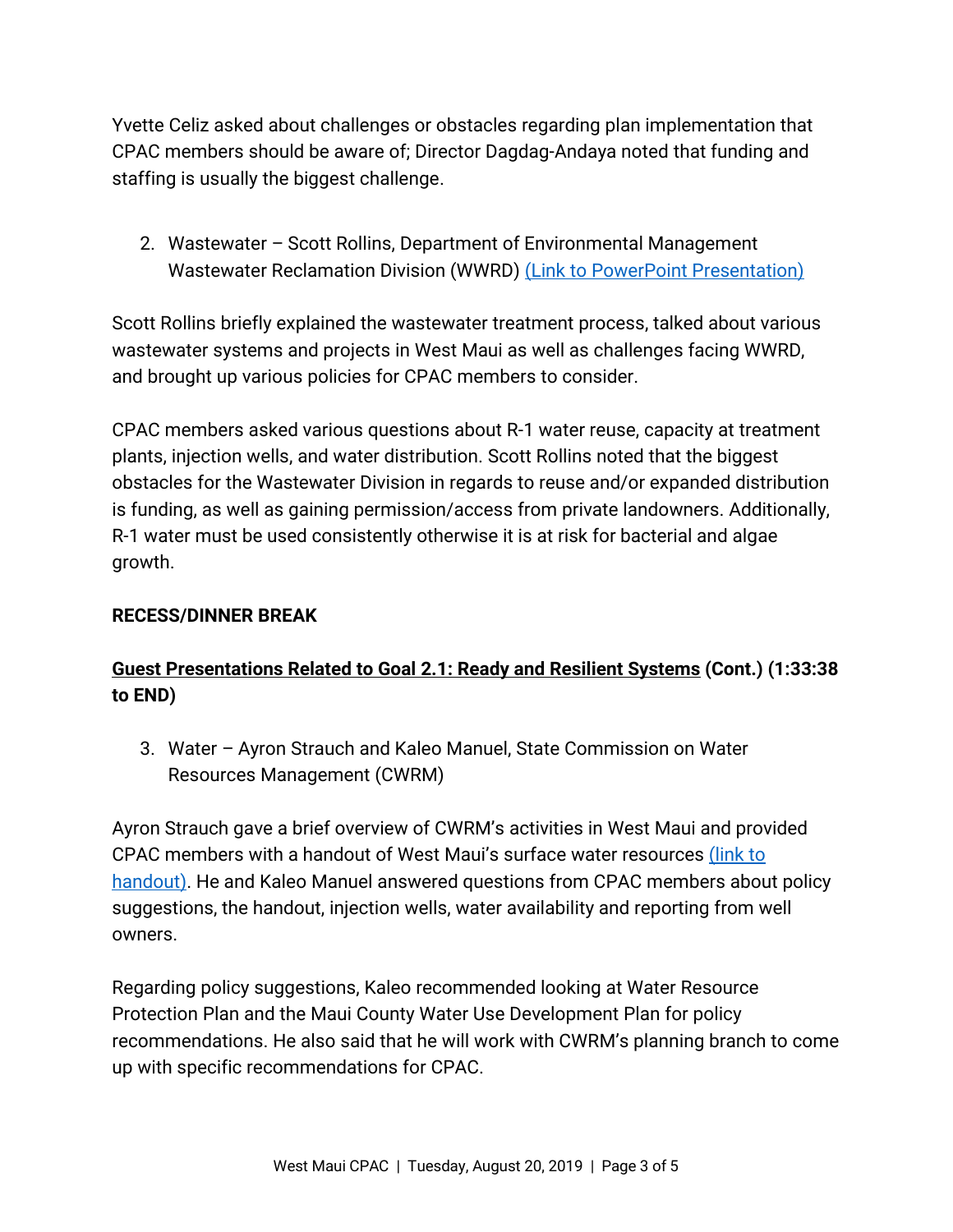Yvette Celiz asked about challenges or obstacles regarding plan implementation that CPAC members should be aware of; Director Dagdag-Andaya noted that funding and staffing is usually the biggest challenge.

2. Wastewater – Scott Rollins, Department of Environmental Management Wastewater Reclamation Division (WWRD) (Link to PowerPoint Presentation)

Scott Rollins briefly explained the wastewater treatment process, talked about various wastewater systems and projects in West Maui as well as challenges facing WWRD, and brought up various policies for CPAC members to consider.

CPAC members asked various questions about R-1 water reuse, capacity at treatment plants, injection wells, and water distribution. Scott Rollins noted that the biggest obstacles for the Wastewater Division in regards to reuse and/or expanded distribution is funding, as well as gaining permission/access from private landowners. Additionally, R-1 water must be used consistently otherwise it is at risk for bacterial and algae growth.

**RECESS/DINNER BREAK**

**Guest Presentations Related to Goal 2.1: Ready and Resilient Systems (Cont.) (1:33:38 to END)**

3. Water – Ayron Strauch and Kaleo Manuel, State Commission on Water Resources Management (CWRM)

Ayron Strauch gave a brief overview of CWRM's activities in West Maui and provided CPAC members with a handout of West Maui's surface water resources (link to handout). He and Kaleo Manuel answered questions from CPAC members about policy suggestions, the handout, injection wells, water availability and reporting from well owners.

Regarding policy suggestions, Kaleo recommended looking at Water Resource Protection Plan and the Maui County Water Use Development Plan for policy recommendations. He also said that he will work with CWRM's planning branch to come up with specific recommendations for CPAC.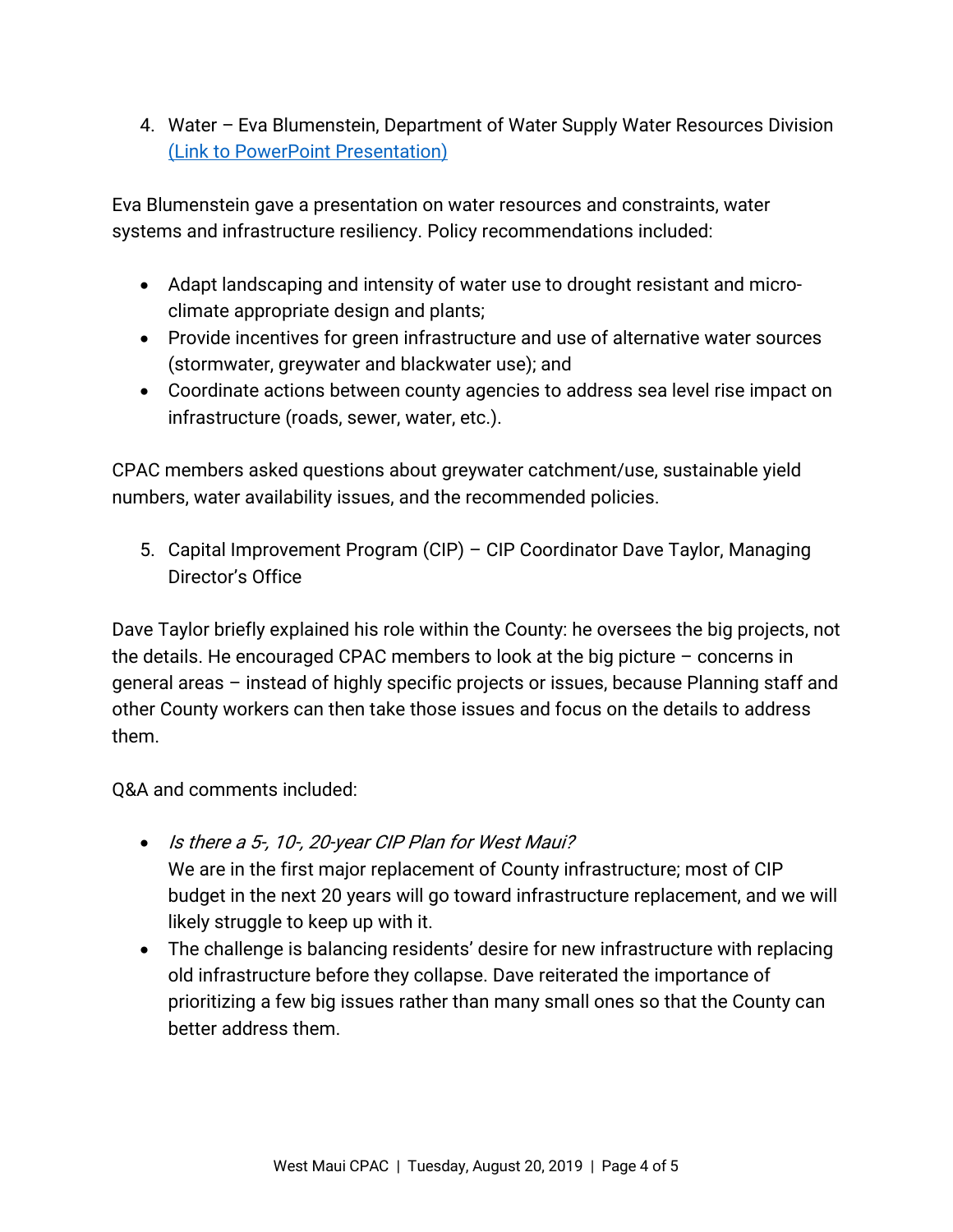4. Water – Eva Blumenstein, Department of Water Supply Water Resources Division [(Link to PowerPoint Presentation)]()

Eva Blumenstein gave a presentation on water resources and constraints, water systems and infrastructure resiliency. Policy recommendations included:

- Adapt landscaping and intensity of water use to drought resistant and micro-climate appropriate design and plants;
- Provide incentives for green infrastructure and use of alternative water sources (stormwater, greywater and blackwater use); and
- Coordinate actions between county agencies to address sea level rise impact on infrastructure (roads, sewer, water, etc.).

CPAC members asked questions about greywater catchment/use, sustainable yield numbers, water availability issues, and the recommended policies.

5. Capital Improvement Program (CIP) – CIP Coordinator Dave Taylor, Managing Director's Office

Dave Taylor briefly explained his role within the County: he oversees the big projects, not the details. He encouraged CPAC members to look at the big picture – concerns in general areas – instead of highly specific projects or issues, because Planning staff and other County workers can then take those issues and focus on the details to address them.

Q&A and comments included:

- *Is there a 5-, 10-, 20-year CIP Plan for West Maui?*
  We are in the first major replacement of County infrastructure; most of CIP budget in the next 20 years will go toward infrastructure replacement, and we will likely struggle to keep up with it.
- The challenge is balancing residents' desire for new infrastructure with replacing old infrastructure before they collapse. Dave reiterated the importance of prioritizing a few big issues rather than many small ones so that the County can better address them.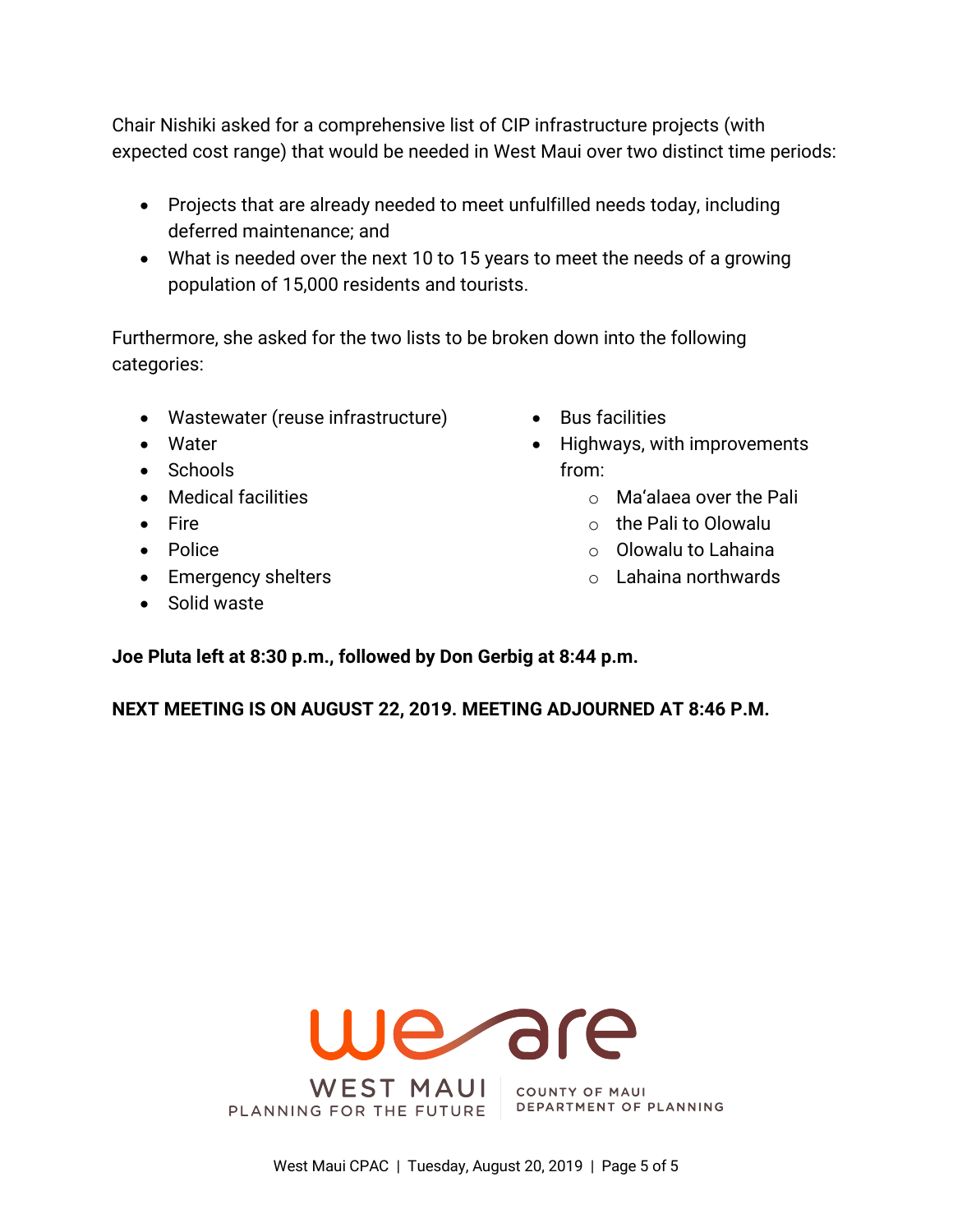Chair Nishiki asked for a comprehensive list of CIP infrastructure projects (with expected cost range) that would be needed in West Maui over two distinct time periods:

- Projects that are already needed to meet unfulfilled needs today, including deferred maintenance; and
- What is needed over the next 10 to 15 years to meet the needs of a growing population of 15,000 residents and tourists.

Furthermore, she asked for the two lists to be broken down into the following categories:

- Wastewater (reuse infrastructure)
- Water
- Schools
- Medical facilities
- Fire
- Police
- Emergency shelters
- Solid waste
- Bus facilities
- Highways, with improvements from:
  - Maʻalaea over the Pali
  - the Pali to Olowalu
  - Olowalu to Lahaina
  - Lahaina northwards

**Joe Pluta left at 8:30 p.m., followed by Don Gerbig at 8:44 p.m.**

**NEXT MEETING IS ON AUGUST 22, 2019. MEETING ADJOURNED AT 8:46 P.M.**

we are WEST MAUI
PLANNING FOR THE FUTURE
COUNTY OF MAUI
DEPARTMENT OF PLANNING